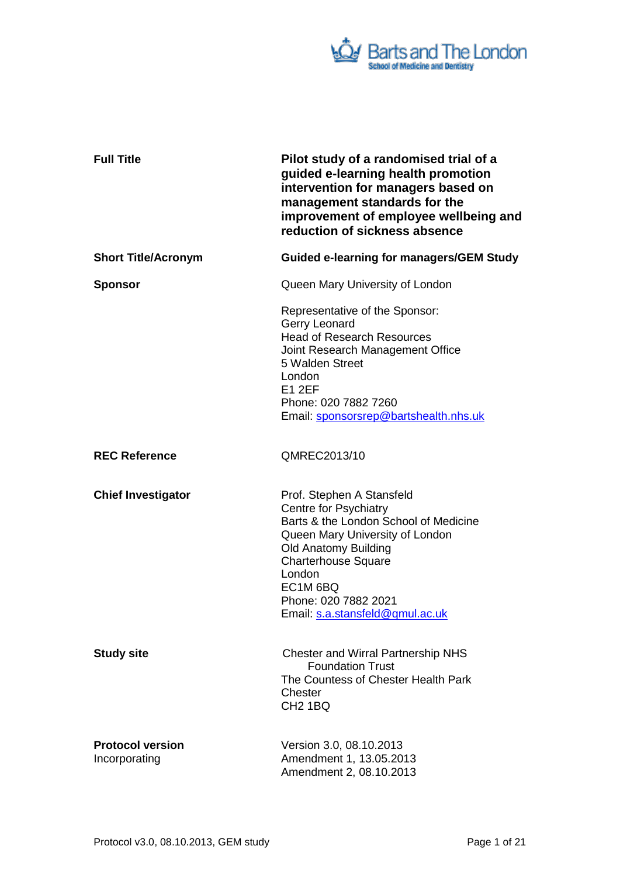Barts and The London
School of Medicine and Dentistry

| | |
|---|---|
| **Full Title** | **Pilot study of a randomised trial of a guided e-learning health promotion intervention for managers based on management standards for the improvement of employee wellbeing and reduction of sickness absence** |
| **Short Title/Acronym** | **Guided e-learning for managers/GEM Study** |
| **Sponsor** | Queen Mary University of London<br><br>Representative of the Sponsor:<br>Gerry Leonard<br>Head of Research Resources<br>Joint Research Management Office<br>5 Walden Street<br>London<br>E1 2EF<br>Phone: 020 7882 7260<br>Email: sponsorsrep@bartshealth.nhs.uk |
| **REC Reference** | QMREC2013/10 |
| **Chief Investigator** | Prof. Stephen A Stansfeld<br>Centre for Psychiatry<br>Barts & the London School of Medicine<br>Queen Mary University of London<br>Old Anatomy Building<br>Charterhouse Square<br>London<br>EC1M 6BQ<br>Phone: 020 7882 2021<br>Email: s.a.stansfeld@qmul.ac.uk |
| **Study site** | Chester and Wirral Partnership NHS Foundation Trust<br>The Countess of Chester Health Park<br>Chester<br>CH2 1BQ |
| **Protocol version**<br>Incorporating | Version 3.0, 08.10.2013<br>Amendment 1, 13.05.2013<br>Amendment 2, 08.10.2013 |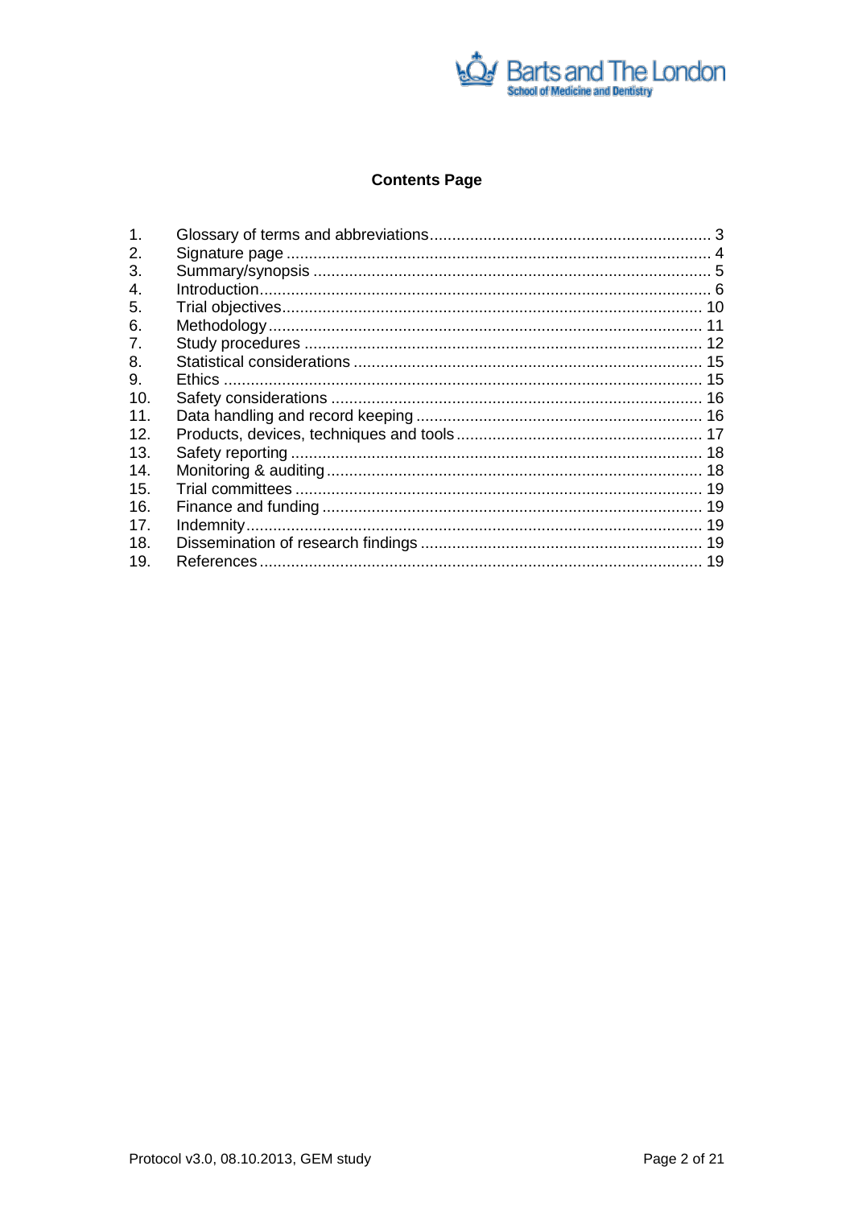## Contents Page

1. Glossary of terms and abbreviations ........ 3
2. Signature page ........ 4
3. Summary/synopsis ........ 5
4. Introduction ........ 6
5. Trial objectives ........ 10
6. Methodology ........ 11
7. Study procedures ........ 12
8. Statistical considerations ........ 15
9. Ethics ........ 15
10. Safety considerations ........ 16
11. Data handling and record keeping ........ 16
12. Products, devices, techniques and tools ........ 17
13. Safety reporting ........ 18
14. Monitoring & auditing ........ 18
15. Trial committees ........ 19
16. Finance and funding ........ 19
17. Indemnity ........ 19
18. Dissemination of research findings ........ 19
19. References ........ 19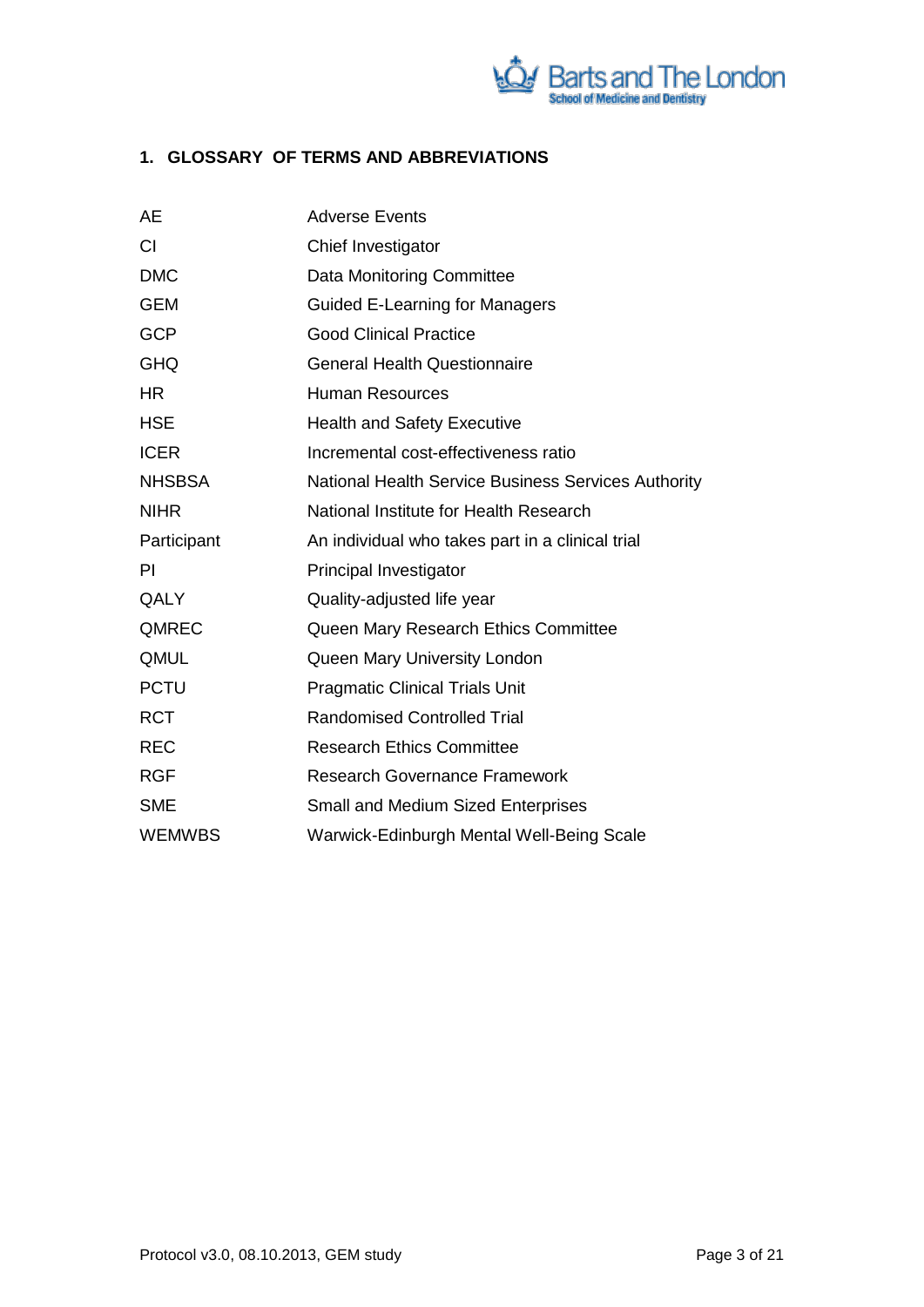## 1. GLOSSARY OF TERMS AND ABBREVIATIONS

| | |
|---|---|
| AE | Adverse Events |
| CI | Chief Investigator |
| DMC | Data Monitoring Committee |
| GEM | Guided E-Learning for Managers |
| GCP | Good Clinical Practice |
| GHQ | General Health Questionnaire |
| HR | Human Resources |
| HSE | Health and Safety Executive |
| ICER | Incremental cost-effectiveness ratio |
| NHSBSA | National Health Service Business Services Authority |
| NIHR | National Institute for Health Research |
| Participant | An individual who takes part in a clinical trial |
| PI | Principal Investigator |
| QALY | Quality-adjusted life year |
| QMREC | Queen Mary Research Ethics Committee |
| QMUL | Queen Mary University London |
| PCTU | Pragmatic Clinical Trials Unit |
| RCT | Randomised Controlled Trial |
| REC | Research Ethics Committee |
| RGF | Research Governance Framework |
| SME | Small and Medium Sized Enterprises |
| WEMWBS | Warwick-Edinburgh Mental Well-Being Scale |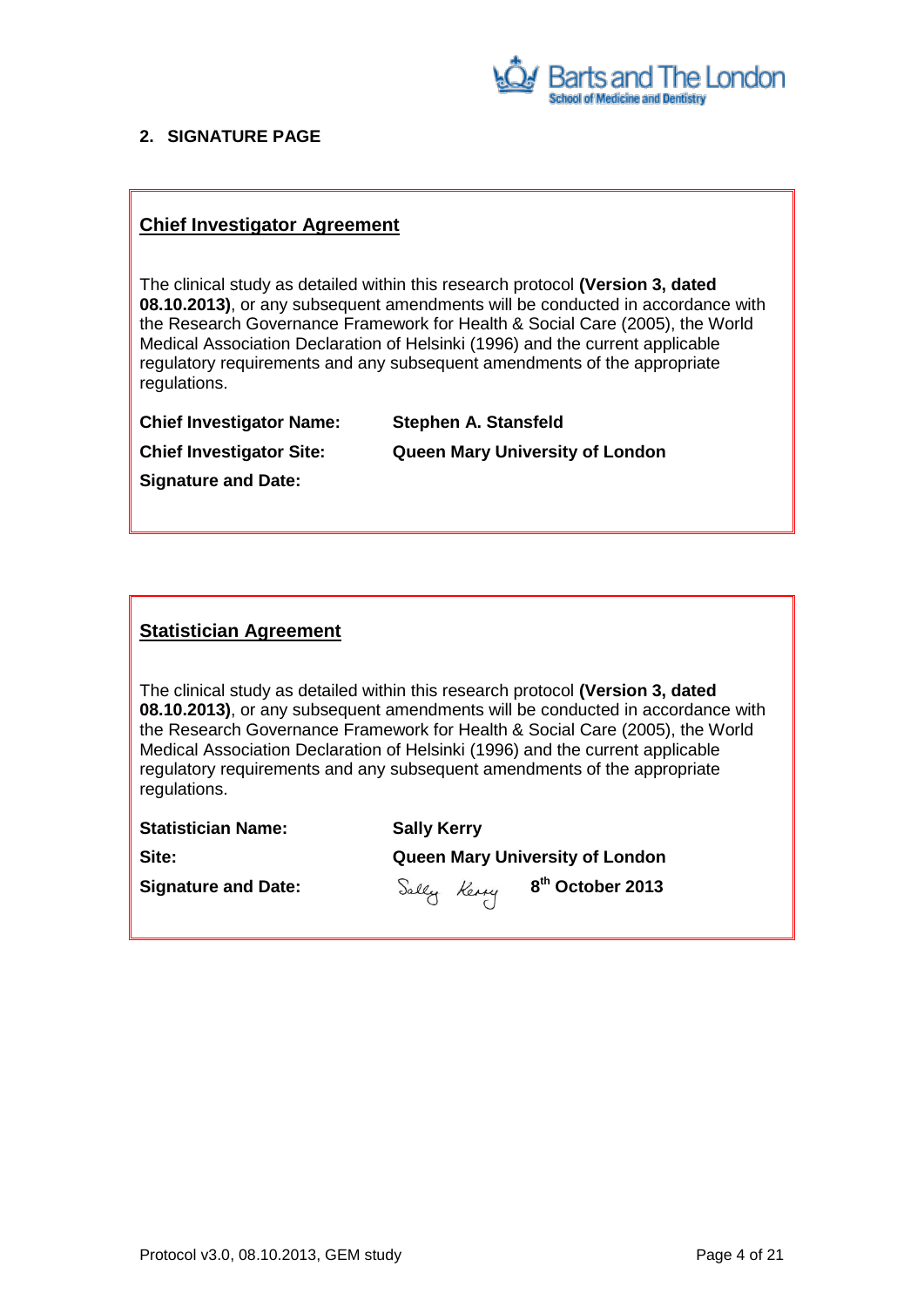## 2. SIGNATURE PAGE

### Chief Investigator Agreement

The clinical study as detailed within this research protocol **(Version 3, dated 08.10.2013)**, or any subsequent amendments will be conducted in accordance with the Research Governance Framework for Health & Social Care (2005), the World Medical Association Declaration of Helsinki (1996) and the current applicable regulatory requirements and any subsequent amendments of the appropriate regulations.

**Chief Investigator Name:** **Stephen A. Stansfeld**

**Chief Investigator Site:** **Queen Mary University of London**

**Signature and Date:**

### Statistician Agreement

The clinical study as detailed within this research protocol **(Version 3, dated 08.10.2013)**, or any subsequent amendments will be conducted in accordance with the Research Governance Framework for Health & Social Care (2005), the World Medical Association Declaration of Helsinki (1996) and the current applicable regulatory requirements and any subsequent amendments of the appropriate regulations.

**Statistician Name:** **Sally Kerry**

**Site:** **Queen Mary University of London**

**Signature and Date:** Sally Kerry **8th October 2013**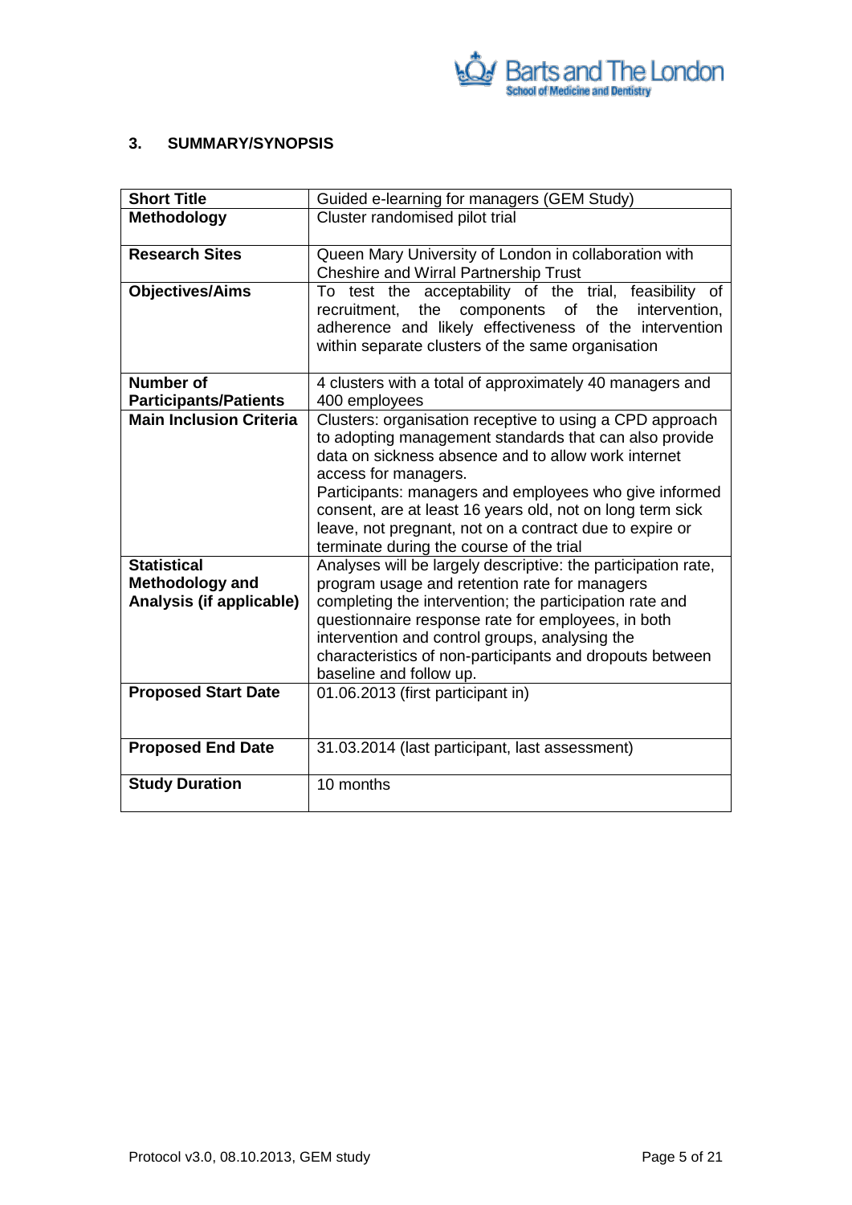## 3. SUMMARY/SYNOPSIS

| Short Title | Guided e-learning for managers (GEM Study) |
|---|---|
| **Methodology** | Cluster randomised pilot trial |
| **Research Sites** | Queen Mary University of London in collaboration with Cheshire and Wirral Partnership Trust |
| **Objectives/Aims** | To test the acceptability of the trial, feasibility of recruitment, the components of the intervention, adherence and likely effectiveness of the intervention within separate clusters of the same organisation |
| **Number of Participants/Patients** | 4 clusters with a total of approximately 40 managers and 400 employees |
| **Main Inclusion Criteria** | Clusters: organisation receptive to using a CPD approach to adopting management standards that can also provide data on sickness absence and to allow work internet access for managers.<br>Participants: managers and employees who give informed consent, are at least 16 years old, not on long term sick leave, not pregnant, not on a contract due to expire or terminate during the course of the trial |
| **Statistical Methodology and Analysis (if applicable)** | Analyses will be largely descriptive: the participation rate, program usage and retention rate for managers completing the intervention; the participation rate and questionnaire response rate for employees, in both intervention and control groups, analysing the characteristics of non-participants and dropouts between baseline and follow up. |
| **Proposed Start Date** | 01.06.2013 (first participant in) |
| **Proposed End Date** | 31.03.2014 (last participant, last assessment) |
| **Study Duration** | 10 months |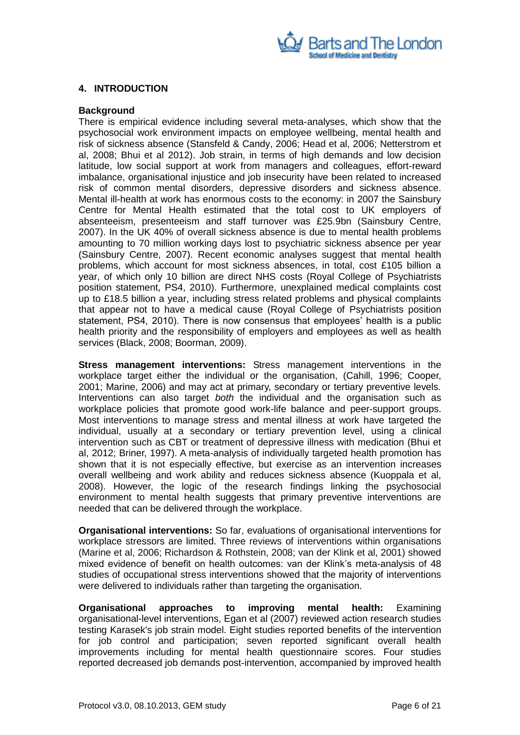## 4. INTRODUCTION

**Background**

There is empirical evidence including several meta-analyses, which show that the psychosocial work environment impacts on employee wellbeing, mental health and risk of sickness absence (Stansfeld & Candy, 2006; Head et al, 2006; Netterstrom et al, 2008; Bhui et al 2012). Job strain, in terms of high demands and low decision latitude, low social support at work from managers and colleagues, effort-reward imbalance, organisational injustice and job insecurity have been related to increased risk of common mental disorders, depressive disorders and sickness absence. Mental ill-health at work has enormous costs to the economy: in 2007 the Sainsbury Centre for Mental Health estimated that the total cost to UK employers of absenteeism, presenteeism and staff turnover was £25.9bn (Sainsbury Centre, 2007). In the UK 40% of overall sickness absence is due to mental health problems amounting to 70 million working days lost to psychiatric sickness absence per year (Sainsbury Centre, 2007). Recent economic analyses suggest that mental health problems, which account for most sickness absences, in total, cost £105 billion a year, of which only 10 billion are direct NHS costs (Royal College of Psychiatrists position statement, PS4, 2010). Furthermore, unexplained medical complaints cost up to £18.5 billion a year, including stress related problems and physical complaints that appear not to have a medical cause (Royal College of Psychiatrists position statement, PS4, 2010). There is now consensus that employees' health is a public health priority and the responsibility of employers and employees as well as health services (Black, 2008; Boorman, 2009).

**Stress management interventions:** Stress management interventions in the workplace target either the individual or the organisation, (Cahill, 1996; Cooper, 2001; Marine, 2006) and may act at primary, secondary or tertiary preventive levels. Interventions can also target *both* the individual and the organisation such as workplace policies that promote good work-life balance and peer-support groups. Most interventions to manage stress and mental illness at work have targeted the individual, usually at a secondary or tertiary prevention level, using a clinical intervention such as CBT or treatment of depressive illness with medication (Bhui et al, 2012; Briner, 1997). A meta-analysis of individually targeted health promotion has shown that it is not especially effective, but exercise as an intervention increases overall wellbeing and work ability and reduces sickness absence (Kuoppala et al, 2008). However, the logic of the research findings linking the psychosocial environment to mental health suggests that primary preventive interventions are needed that can be delivered through the workplace.

**Organisational interventions:** So far, evaluations of organisational interventions for workplace stressors are limited. Three reviews of interventions within organisations (Marine et al, 2006; Richardson & Rothstein, 2008; van der Klink et al, 2001) showed mixed evidence of benefit on health outcomes: van der Klink's meta-analysis of 48 studies of occupational stress interventions showed that the majority of interventions were delivered to individuals rather than targeting the organisation.

**Organisational approaches to improving mental health:** Examining organisational-level interventions, Egan et al (2007) reviewed action research studies testing Karasek's job strain model. Eight studies reported benefits of the intervention for job control and participation; seven reported significant overall health improvements including for mental health questionnaire scores. Four studies reported decreased job demands post-intervention, accompanied by improved health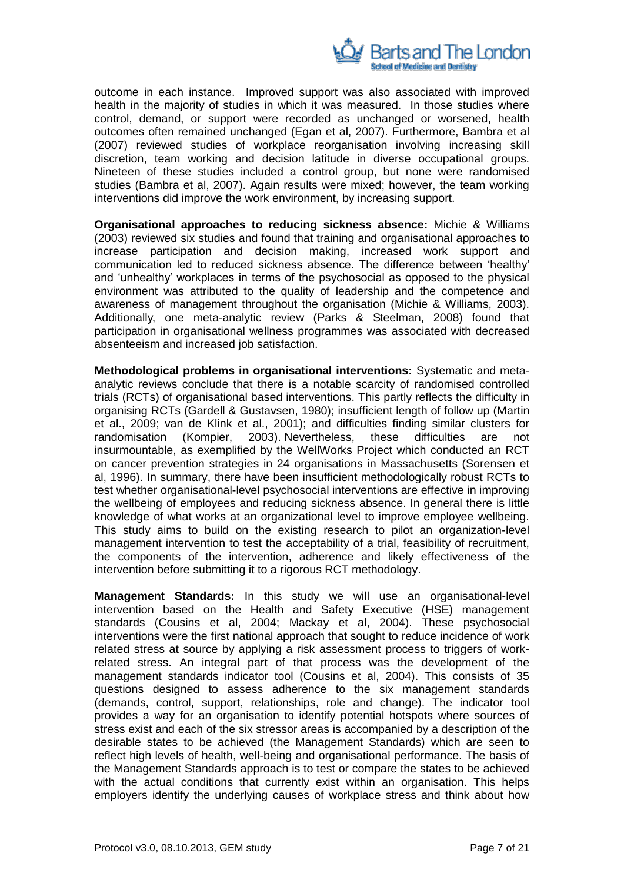outcome in each instance. Improved support was also associated with improved health in the majority of studies in which it was measured. In those studies where control, demand, or support were recorded as unchanged or worsened, health outcomes often remained unchanged (Egan et al, 2007). Furthermore, Bambra et al (2007) reviewed studies of workplace reorganisation involving increasing skill discretion, team working and decision latitude in diverse occupational groups. Nineteen of these studies included a control group, but none were randomised studies (Bambra et al, 2007). Again results were mixed; however, the team working interventions did improve the work environment, by increasing support.

**Organisational approaches to reducing sickness absence:** Michie & Williams (2003) reviewed six studies and found that training and organisational approaches to increase participation and decision making, increased work support and communication led to reduced sickness absence. The difference between 'healthy' and 'unhealthy' workplaces in terms of the psychosocial as opposed to the physical environment was attributed to the quality of leadership and the competence and awareness of management throughout the organisation (Michie & Williams, 2003). Additionally, one meta-analytic review (Parks & Steelman, 2008) found that participation in organisational wellness programmes was associated with decreased absenteeism and increased job satisfaction.

**Methodological problems in organisational interventions:** Systematic and meta-analytic reviews conclude that there is a notable scarcity of randomised controlled trials (RCTs) of organisational based interventions. This partly reflects the difficulty in organising RCTs (Gardell & Gustavsen, 1980); insufficient length of follow up (Martin et al., 2009; van de Klink et al., 2001); and difficulties finding similar clusters for randomisation (Kompier, 2003). Nevertheless, these difficulties are not insurmountable, as exemplified by the WellWorks Project which conducted an RCT on cancer prevention strategies in 24 organisations in Massachusetts (Sorensen et al, 1996). In summary, there have been insufficient methodologically robust RCTs to test whether organisational-level psychosocial interventions are effective in improving the wellbeing of employees and reducing sickness absence. In general there is little knowledge of what works at an organizational level to improve employee wellbeing. This study aims to build on the existing research to pilot an organization-level management intervention to test the acceptability of a trial, feasibility of recruitment, the components of the intervention, adherence and likely effectiveness of the intervention before submitting it to a rigorous RCT methodology.

**Management Standards:** In this study we will use an organisational-level intervention based on the Health and Safety Executive (HSE) management standards (Cousins et al, 2004; Mackay et al, 2004). These psychosocial interventions were the first national approach that sought to reduce incidence of work related stress at source by applying a risk assessment process to triggers of work-related stress. An integral part of that process was the development of the management standards indicator tool (Cousins et al, 2004). This consists of 35 questions designed to assess adherence to the six management standards (demands, control, support, relationships, role and change). The indicator tool provides a way for an organisation to identify potential hotspots where sources of stress exist and each of the six stressor areas is accompanied by a description of the desirable states to be achieved (the Management Standards) which are seen to reflect high levels of health, well-being and organisational performance. The basis of the Management Standards approach is to test or compare the states to be achieved with the actual conditions that currently exist within an organisation. This helps employers identify the underlying causes of workplace stress and think about how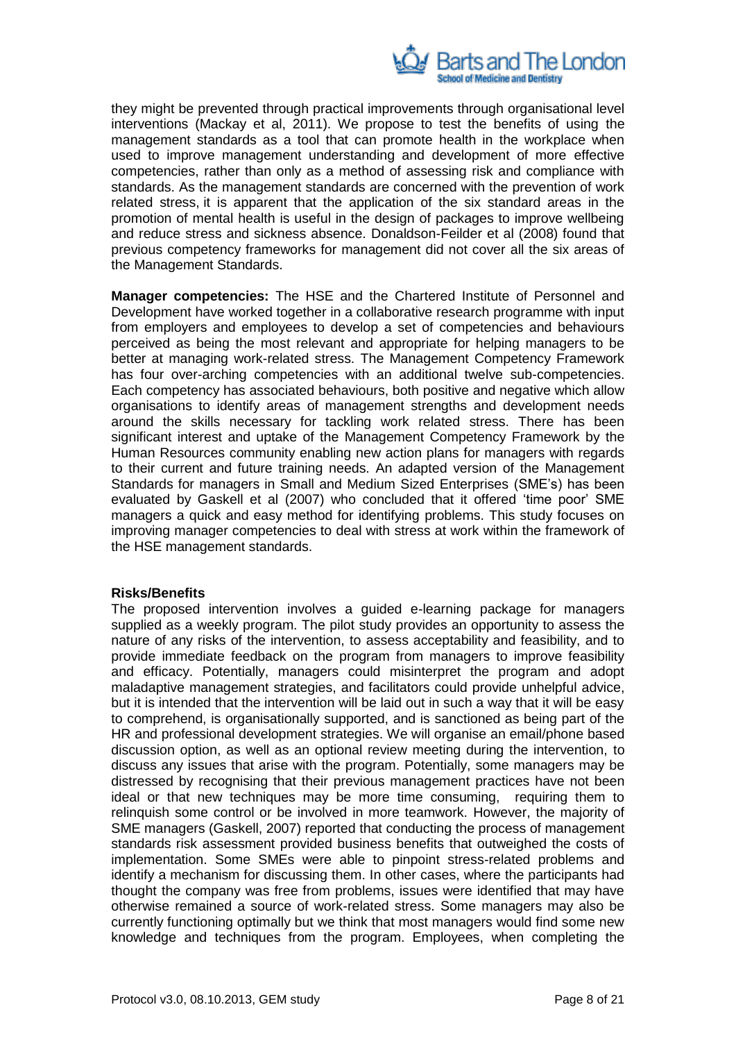they might be prevented through practical improvements through organisational level interventions (Mackay et al, 2011). We propose to test the benefits of using the management standards as a tool that can promote health in the workplace when used to improve management understanding and development of more effective competencies, rather than only as a method of assessing risk and compliance with standards. As the management standards are concerned with the prevention of work related stress, it is apparent that the application of the six standard areas in the promotion of mental health is useful in the design of packages to improve wellbeing and reduce stress and sickness absence. Donaldson-Feilder et al (2008) found that previous competency frameworks for management did not cover all the six areas of the Management Standards.

**Manager competencies:** The HSE and the Chartered Institute of Personnel and Development have worked together in a collaborative research programme with input from employers and employees to develop a set of competencies and behaviours perceived as being the most relevant and appropriate for helping managers to be better at managing work-related stress. The Management Competency Framework has four over-arching competencies with an additional twelve sub-competencies. Each competency has associated behaviours, both positive and negative which allow organisations to identify areas of management strengths and development needs around the skills necessary for tackling work related stress. There has been significant interest and uptake of the Management Competency Framework by the Human Resources community enabling new action plans for managers with regards to their current and future training needs. An adapted version of the Management Standards for managers in Small and Medium Sized Enterprises (SME's) has been evaluated by Gaskell et al (2007) who concluded that it offered 'time poor' SME managers a quick and easy method for identifying problems. This study focuses on improving manager competencies to deal with stress at work within the framework of the HSE management standards.

**Risks/Benefits**

The proposed intervention involves a guided e-learning package for managers supplied as a weekly program. The pilot study provides an opportunity to assess the nature of any risks of the intervention, to assess acceptability and feasibility, and to provide immediate feedback on the program from managers to improve feasibility and efficacy. Potentially, managers could misinterpret the program and adopt maladaptive management strategies, and facilitators could provide unhelpful advice, but it is intended that the intervention will be laid out in such a way that it will be easy to comprehend, is organisationally supported, and is sanctioned as being part of the HR and professional development strategies. We will organise an email/phone based discussion option, as well as an optional review meeting during the intervention, to discuss any issues that arise with the program. Potentially, some managers may be distressed by recognising that their previous management practices have not been ideal or that new techniques may be more time consuming, requiring them to relinquish some control or be involved in more teamwork. However, the majority of SME managers (Gaskell, 2007) reported that conducting the process of management standards risk assessment provided business benefits that outweighed the costs of implementation. Some SMEs were able to pinpoint stress-related problems and identify a mechanism for discussing them. In other cases, where the participants had thought the company was free from problems, issues were identified that may have otherwise remained a source of work-related stress. Some managers may also be currently functioning optimally but we think that most managers would find some new knowledge and techniques from the program. Employees, when completing the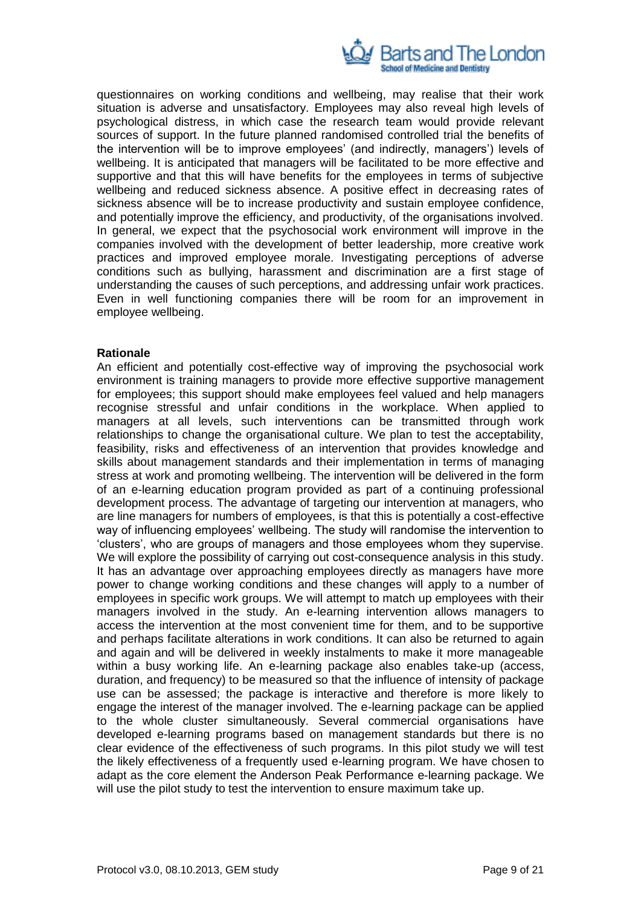questionnaires on working conditions and wellbeing, may realise that their work situation is adverse and unsatisfactory. Employees may also reveal high levels of psychological distress, in which case the research team would provide relevant sources of support. In the future planned randomised controlled trial the benefits of the intervention will be to improve employees' (and indirectly, managers') levels of wellbeing. It is anticipated that managers will be facilitated to be more effective and supportive and that this will have benefits for the employees in terms of subjective wellbeing and reduced sickness absence. A positive effect in decreasing rates of sickness absence will be to increase productivity and sustain employee confidence, and potentially improve the efficiency, and productivity, of the organisations involved. In general, we expect that the psychosocial work environment will improve in the companies involved with the development of better leadership, more creative work practices and improved employee morale. Investigating perceptions of adverse conditions such as bullying, harassment and discrimination are a first stage of understanding the causes of such perceptions, and addressing unfair work practices. Even in well functioning companies there will be room for an improvement in employee wellbeing.

**Rationale**

An efficient and potentially cost-effective way of improving the psychosocial work environment is training managers to provide more effective supportive management for employees; this support should make employees feel valued and help managers recognise stressful and unfair conditions in the workplace. When applied to managers at all levels, such interventions can be transmitted through work relationships to change the organisational culture. We plan to test the acceptability, feasibility, risks and effectiveness of an intervention that provides knowledge and skills about management standards and their implementation in terms of managing stress at work and promoting wellbeing. The intervention will be delivered in the form of an e-learning education program provided as part of a continuing professional development process. The advantage of targeting our intervention at managers, who are line managers for numbers of employees, is that this is potentially a cost-effective way of influencing employees' wellbeing. The study will randomise the intervention to 'clusters', who are groups of managers and those employees whom they supervise. We will explore the possibility of carrying out cost-consequence analysis in this study. It has an advantage over approaching employees directly as managers have more power to change working conditions and these changes will apply to a number of employees in specific work groups. We will attempt to match up employees with their managers involved in the study. An e-learning intervention allows managers to access the intervention at the most convenient time for them, and to be supportive and perhaps facilitate alterations in work conditions. It can also be returned to again and again and will be delivered in weekly instalments to make it more manageable within a busy working life. An e-learning package also enables take-up (access, duration, and frequency) to be measured so that the influence of intensity of package use can be assessed; the package is interactive and therefore is more likely to engage the interest of the manager involved. The e-learning package can be applied to the whole cluster simultaneously. Several commercial organisations have developed e-learning programs based on management standards but there is no clear evidence of the effectiveness of such programs. In this pilot study we will test the likely effectiveness of a frequently used e-learning program. We have chosen to adapt as the core element the Anderson Peak Performance e-learning package. We will use the pilot study to test the intervention to ensure maximum take up.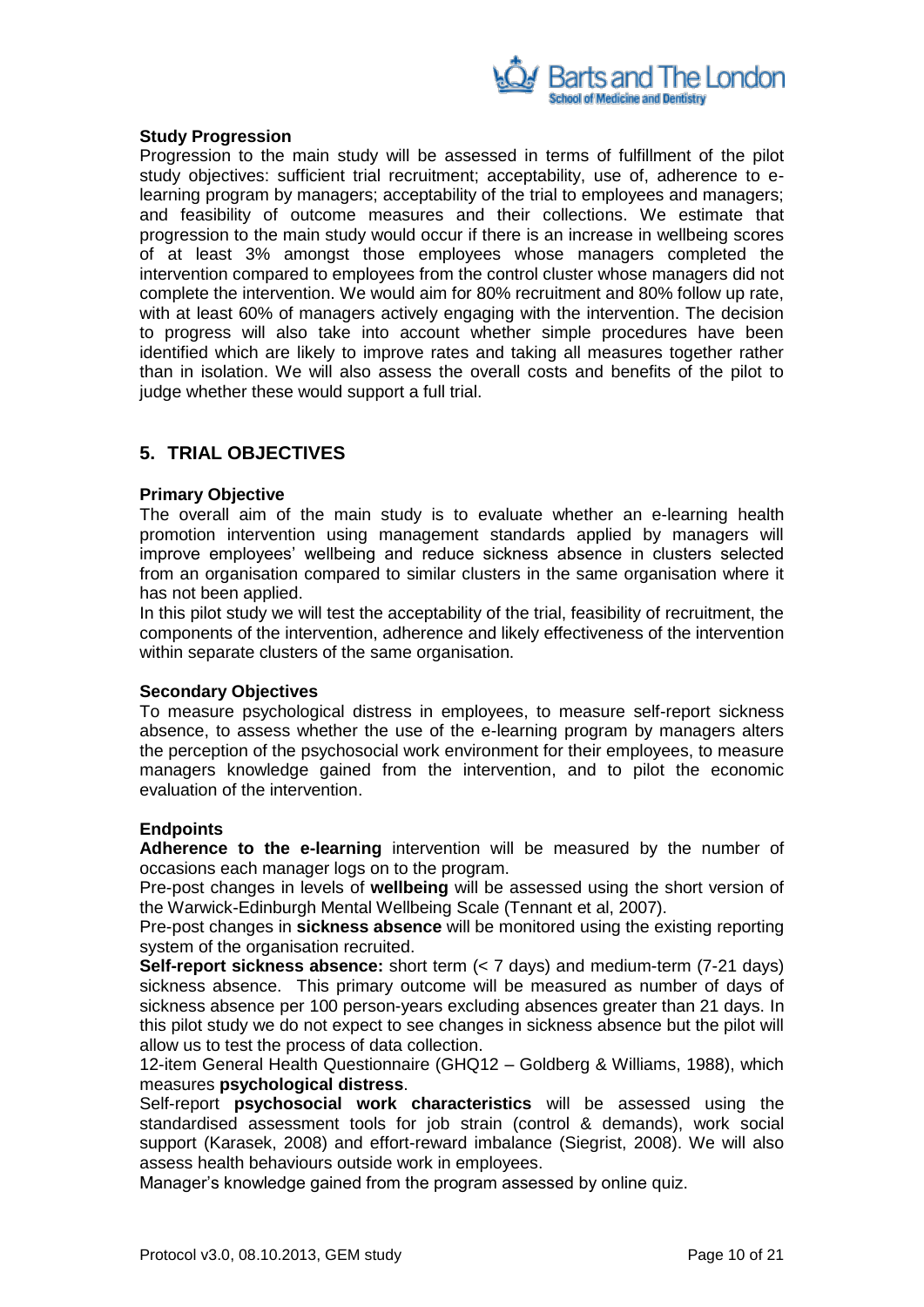**Study Progression**

Progression to the main study will be assessed in terms of fulfillment of the pilot study objectives: sufficient trial recruitment; acceptability, use of, adherence to e-learning program by managers; acceptability of the trial to employees and managers; and feasibility of outcome measures and their collections. We estimate that progression to the main study would occur if there is an increase in wellbeing scores of at least 3% amongst those employees whose managers completed the intervention compared to employees from the control cluster whose managers did not complete the intervention. We would aim for 80% recruitment and 80% follow up rate, with at least 60% of managers actively engaging with the intervention. The decision to progress will also take into account whether simple procedures have been identified which are likely to improve rates and taking all measures together rather than in isolation. We will also assess the overall costs and benefits of the pilot to judge whether these would support a full trial.

## 5. TRIAL OBJECTIVES

**Primary Objective**

The overall aim of the main study is to evaluate whether an e-learning health promotion intervention using management standards applied by managers will improve employees' wellbeing and reduce sickness absence in clusters selected from an organisation compared to similar clusters in the same organisation where it has not been applied.

In this pilot study we will test the acceptability of the trial, feasibility of recruitment, the components of the intervention, adherence and likely effectiveness of the intervention within separate clusters of the same organisation.

**Secondary Objectives**

To measure psychological distress in employees, to measure self-report sickness absence, to assess whether the use of the e-learning program by managers alters the perception of the psychosocial work environment for their employees, to measure managers knowledge gained from the intervention, and to pilot the economic evaluation of the intervention.

**Endpoints**

**Adherence to the e-learning** intervention will be measured by the number of occasions each manager logs on to the program.

Pre-post changes in levels of **wellbeing** will be assessed using the short version of the Warwick-Edinburgh Mental Wellbeing Scale (Tennant et al, 2007).

Pre-post changes in **sickness absence** will be monitored using the existing reporting system of the organisation recruited.

**Self-report sickness absence:** short term (< 7 days) and medium-term (7-21 days) sickness absence. This primary outcome will be measured as number of days of sickness absence per 100 person-years excluding absences greater than 21 days. In this pilot study we do not expect to see changes in sickness absence but the pilot will allow us to test the process of data collection.

12-item General Health Questionnaire (GHQ12 – Goldberg & Williams, 1988), which measures **psychological distress**.

Self-report **psychosocial work characteristics** will be assessed using the standardised assessment tools for job strain (control & demands), work social support (Karasek, 2008) and effort-reward imbalance (Siegrist, 2008). We will also assess health behaviours outside work in employees.

Manager's knowledge gained from the program assessed by online quiz.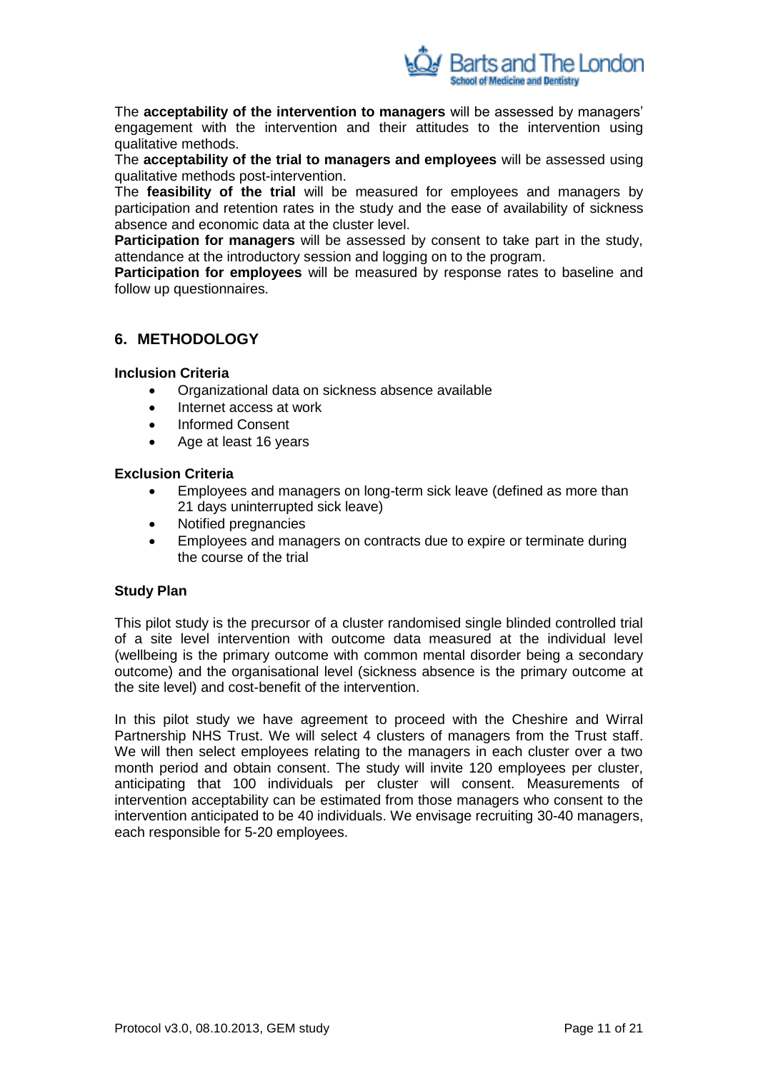The **acceptability of the intervention to managers** will be assessed by managers' engagement with the intervention and their attitudes to the intervention using qualitative methods.
The **acceptability of the trial to managers and employees** will be assessed using qualitative methods post-intervention.
The **feasibility of the trial** will be measured for employees and managers by participation and retention rates in the study and the ease of availability of sickness absence and economic data at the cluster level.
**Participation for managers** will be assessed by consent to take part in the study, attendance at the introductory session and logging on to the program.
**Participation for employees** will be measured by response rates to baseline and follow up questionnaires.

## 6. METHODOLOGY

**Inclusion Criteria**

- Organizational data on sickness absence available
- Internet access at work
- Informed Consent
- Age at least 16 years

**Exclusion Criteria**

- Employees and managers on long-term sick leave (defined as more than 21 days uninterrupted sick leave)
- Notified pregnancies
- Employees and managers on contracts due to expire or terminate during the course of the trial

**Study Plan**

This pilot study is the precursor of a cluster randomised single blinded controlled trial of a site level intervention with outcome data measured at the individual level (wellbeing is the primary outcome with common mental disorder being a secondary outcome) and the organisational level (sickness absence is the primary outcome at the site level) and cost-benefit of the intervention.

In this pilot study we have agreement to proceed with the Cheshire and Wirral Partnership NHS Trust. We will select 4 clusters of managers from the Trust staff. We will then select employees relating to the managers in each cluster over a two month period and obtain consent. The study will invite 120 employees per cluster, anticipating that 100 individuals per cluster will consent. Measurements of intervention acceptability can be estimated from those managers who consent to the intervention anticipated to be 40 individuals. We envisage recruiting 30-40 managers, each responsible for 5-20 employees.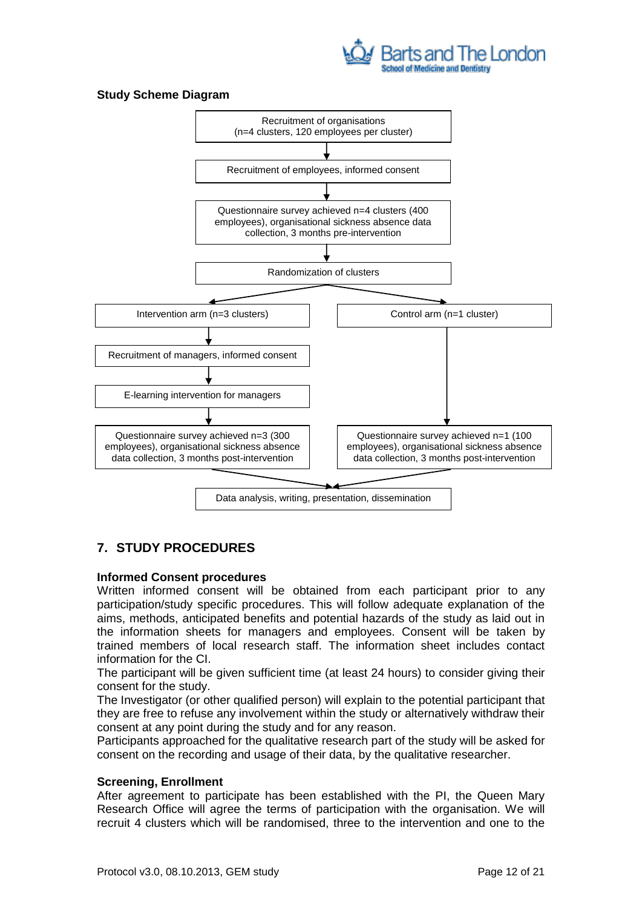**Study Scheme Diagram**

Recruitment of organisations
(n=4 clusters, 120 employees per cluter)

↓

Recruitment of employees, informed consent

↓

Questionnaire survey achieved n=4 clusters (400 employees), organisational sickness absence data collection, 3 months pre-intervention

↓

Randomization of clusters

↓

| Intervention arm (n=3 clusters) | Control arm (n=1 cluster) |
| --- | --- |
| Recruitment of managers, informed consent | |
| E-learning intervention for managers | |
| Questionnaire survey achieved n=3 (300 employees), organisational sickness absence data collection, 3 months post-intervention | Questionnaire survey achieved n=1 (100 employees), organisational sickness absence data collection, 3 months post-intervention |

↓

Data analysis, writing, presentation, dissemination

## 7. STUDY PROCEDURES

**Informed Consent procedures**

Written informed consent will be obtained from each participant prior to any participation/study specific procedures. This will follow adequate explanation of the aims, methods, anticipated benefits and potential hazards of the study as laid out in the information sheets for managers and employees. Consent will be taken by trained members of local research staff. The information sheet includes contact information for the CI.

The participant will be given sufficient time (at least 24 hours) to consider giving their consent for the study.

The Investigator (or other qualified person) will explain to the potential participant that they are free to refuse any involvement within the study or alternatively withdraw their consent at any point during the study and for any reason.

Participants approached for the qualitative research part of the study will be asked for consent on the recording and usage of their data, by the qualitative researcher.

**Screening, Enrollment**

After agreement to participate has been established with the PI, the Queen Mary Research Office will agree the terms of participation with the organisation. We will recruit 4 clusters which will be randomised, three to the intervention and one to the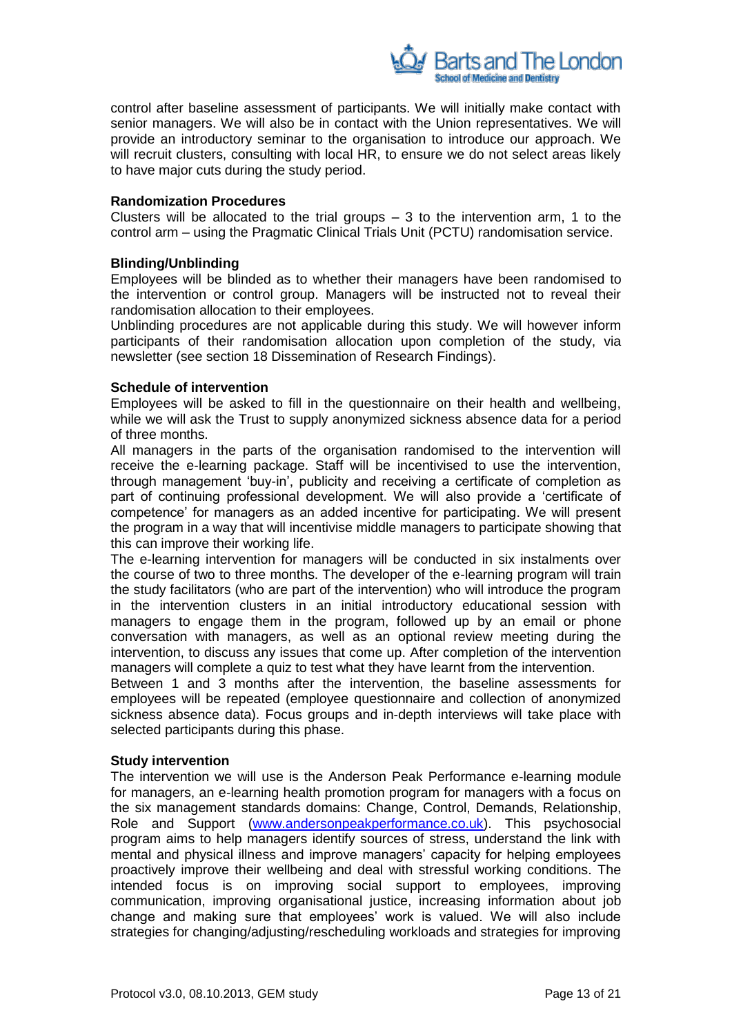control after baseline assessment of participants. We will initially make contact with senior managers. We will also be in contact with the Union representatives. We will provide an introductory seminar to the organisation to introduce our approach. We will recruit clusters, consulting with local HR, to ensure we do not select areas likely to have major cuts during the study period.

**Randomization Procedures**

Clusters will be allocated to the trial groups – 3 to the intervention arm, 1 to the control arm – using the Pragmatic Clinical Trials Unit (PCTU) randomisation service.

**Blinding/Unblinding**

Employees will be blinded as to whether their managers have been randomised to the intervention or control group. Managers will be instructed not to reveal their randomisation allocation to their employees.

Unblinding procedures are not applicable during this study. We will however inform participants of their randomisation allocation upon completion of the study, via newsletter (see section 18 Dissemination of Research Findings).

**Schedule of intervention**

Employees will be asked to fill in the questionnaire on their health and wellbeing, while we will ask the Trust to supply anonymized sickness absence data for a period of three months.

All managers in the parts of the organisation randomised to the intervention will receive the e-learning package. Staff will be incentivised to use the intervention, through management 'buy-in', publicity and receiving a certificate of completion as part of continuing professional development. We will also provide a 'certificate of competence' for managers as an added incentive for participating. We will present the program in a way that will incentivise middle managers to participate showing that this can improve their working life.

The e-learning intervention for managers will be conducted in six instalments over the course of two to three months. The developer of the e-learning program will train the study facilitators (who are part of the intervention) who will introduce the program in the intervention clusters in an initial introductory educational session with managers to engage them in the program, followed up by an email or phone conversation with managers, as well as an optional review meeting during the intervention, to discuss any issues that come up. After completion of the intervention managers will complete a quiz to test what they have learnt from the intervention.

Between 1 and 3 months after the intervention, the baseline assessments for employees will be repeated (employee questionnaire and collection of anonymized sickness absence data). Focus groups and in-depth interviews will take place with selected participants during this phase.

**Study intervention**

The intervention we will use is the Anderson Peak Performance e-learning module for managers, an e-learning health promotion program for managers with a focus on the six management standards domains: Change, Control, Demands, Relationship, Role and Support (www.andersonpeakperformance.co.uk). This psychosocial program aims to help managers identify sources of stress, understand the link with mental and physical illness and improve managers' capacity for helping employees proactively improve their wellbeing and deal with stressful working conditions. The intended focus is on improving social support to employees, improving communication, improving organisational justice, increasing information about job change and making sure that employees' work is valued. We will also include strategies for changing/adjusting/rescheduling workloads and strategies for improving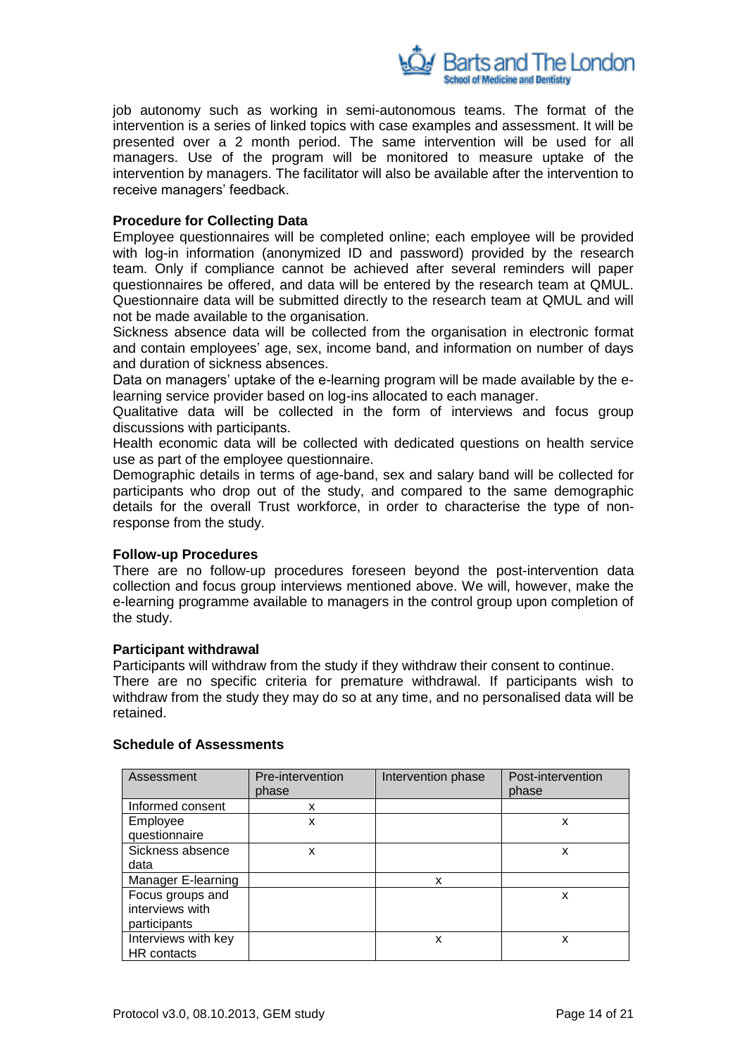job autonomy such as working in semi-autonomous teams. The format of the intervention is a series of linked topics with case examples and assessment. It will be presented over a 2 month period. The same intervention will be used for all managers. Use of the program will be monitored to measure uptake of the intervention by managers. The facilitator will also be available after the intervention to receive managers' feedback.

**Procedure for Collecting Data**

Employee questionnaires will be completed online; each employee will be provided with log-in information (anonymized ID and password) provided by the research team. Only if compliance cannot be achieved after several reminders will paper questionnaires be offered, and data will be entered by the research team at QMUL. Questionnaire data will be submitted directly to the research team at QMUL and will not be made available to the organisation.

Sickness absence data will be collected from the organisation in electronic format and contain employees' age, sex, income band, and information on number of days and duration of sickness absences.

Data on managers' uptake of the e-learning program will be made available by the e-learning service provider based on log-ins allocated to each manager.

Qualitative data will be collected in the form of interviews and focus group discussions with participants.

Health economic data will be collected with dedicated questions on health service use as part of the employee questionnaire.

Demographic details in terms of age-band, sex and salary band will be collected for participants who drop out of the study, and compared to the same demographic details for the overall Trust workforce, in order to characterise the type of non-response from the study.

**Follow-up Procedures**

There are no follow-up procedures foreseen beyond the post-intervention data collection and focus group interviews mentioned above. We will, however, make the e-learning programme available to managers in the control group upon completion of the study.

**Participant withdrawal**

Participants will withdraw from the study if they withdraw their consent to continue.

There are no specific criteria for premature withdrawal. If participants wish to withdraw from the study they may do so at any time, and no personalised data will be retained.

**Schedule of Assessments**

| Assessment | Pre-intervention phase | Intervention phase | Post-intervention phase |
|---|---|---|---|
| Informed consent | x | | |
| Employee questionnaire | x | | x |
| Sickness absence data | x | | x |
| Manager E-learning | | x | |
| Focus groups and interviews with participants | | | x |
| Interviews with key HR contacts | | x | x |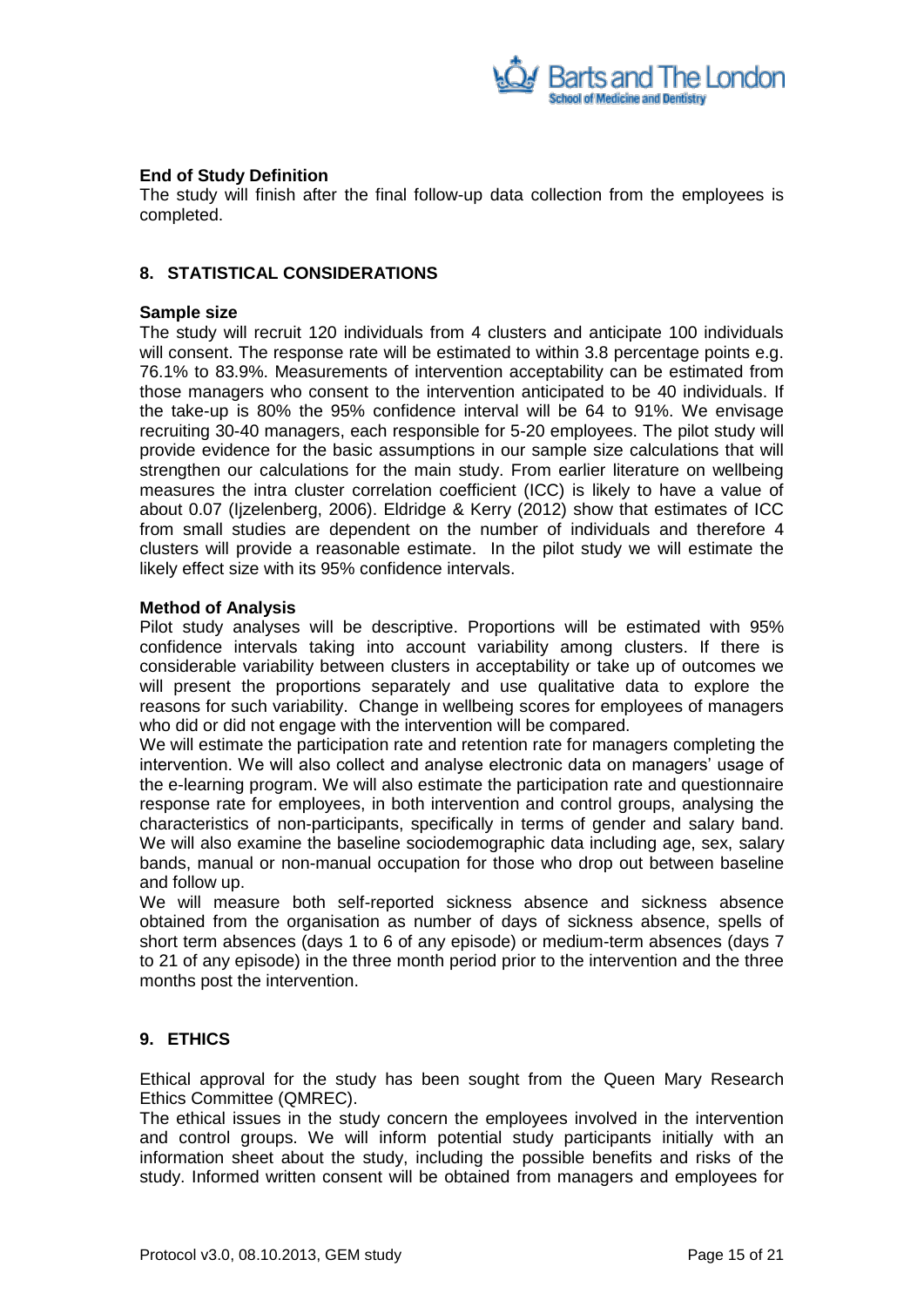**End of Study Definition**

The study will finish after the final follow-up data collection from the employees is completed.

## 8. STATISTICAL CONSIDERATIONS

**Sample size**

The study will recruit 120 individuals from 4 clusters and anticipate 100 individuals will consent. The response rate will be estimated to within 3.8 percentage points e.g. 76.1% to 83.9%. Measurements of intervention acceptability can be estimated from those managers who consent to the intervention anticipated to be 40 individuals. If the take-up is 80% the 95% confidence interval will be 64 to 91%. We envisage recruiting 30-40 managers, each responsible for 5-20 employees. The pilot study will provide evidence for the basic assumptions in our sample size calculations that will strengthen our calculations for the main study. From earlier literature on wellbeing measures the intra cluster correlation coefficient (ICC) is likely to have a value of about 0.07 (Ijzelenberg, 2006). Eldridge & Kerry (2012) show that estimates of ICC from small studies are dependent on the number of individuals and therefore 4 clusters will provide a reasonable estimate. In the pilot study we will estimate the likely effect size with its 95% confidence intervals.

**Method of Analysis**

Pilot study analyses will be descriptive. Proportions will be estimated with 95% confidence intervals taking into account variability among clusters. If there is considerable variability between clusters in acceptability or take up of outcomes we will present the proportions separately and use qualitative data to explore the reasons for such variability. Change in wellbeing scores for employees of managers who did or did not engage with the intervention will be compared.

We will estimate the participation rate and retention rate for managers completing the intervention. We will also collect and analyse electronic data on managers' usage of the e-learning program. We will also estimate the participation rate and questionnaire response rate for employees, in both intervention and control groups, analysing the characteristics of non-participants, specifically in terms of gender and salary band. We will also examine the baseline sociodemographic data including age, sex, salary bands, manual or non-manual occupation for those who drop out between baseline and follow up.

We will measure both self-reported sickness absence and sickness absence obtained from the organisation as number of days of sickness absence, spells of short term absences (days 1 to 6 of any episode) or medium-term absences (days 7 to 21 of any episode) in the three month period prior to the intervention and the three months post the intervention.

## 9. ETHICS

Ethical approval for the study has been sought from the Queen Mary Research Ethics Committee (QMREC).

The ethical issues in the study concern the employees involved in the intervention and control groups. We will inform potential study participants initially with an information sheet about the study, including the possible benefits and risks of the study. Informed written consent will be obtained from managers and employees for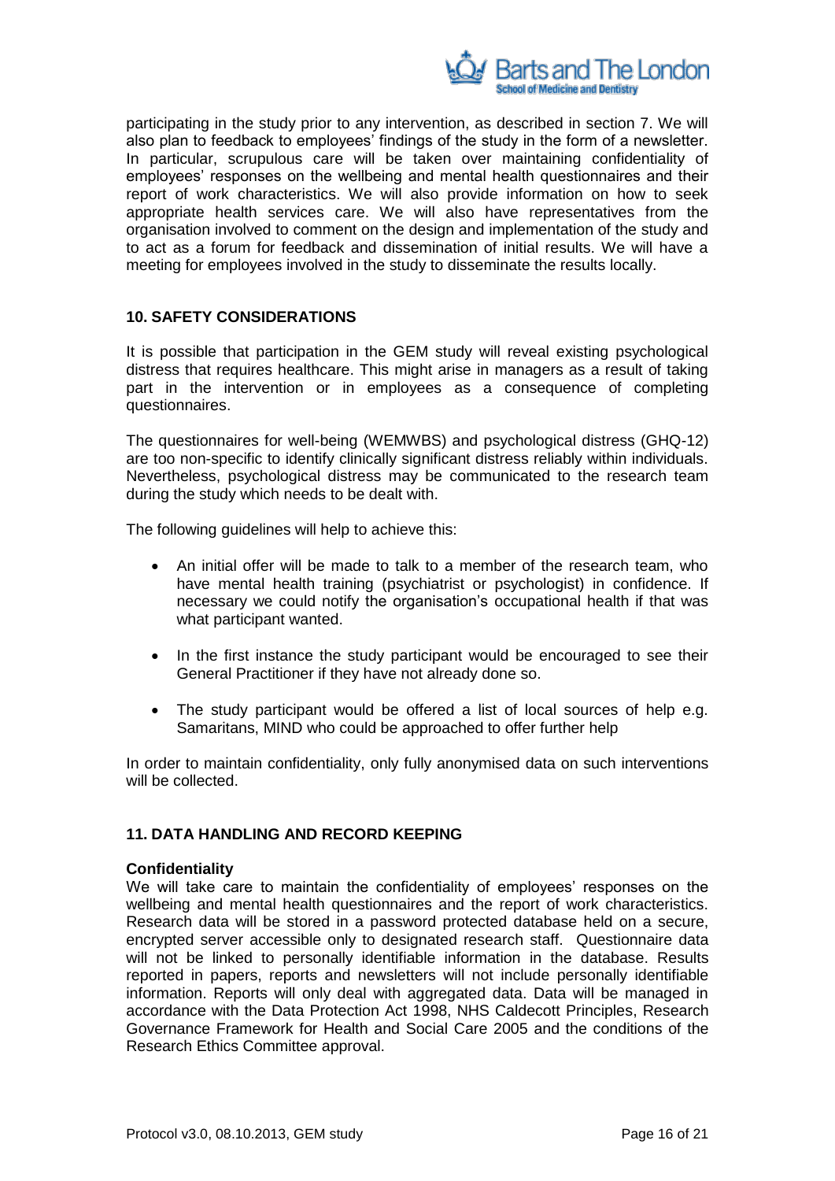participating in the study prior to any intervention, as described in section 7. We will also plan to feedback to employees' findings of the study in the form of a newsletter. In particular, scrupulous care will be taken over maintaining confidentiality of employees' responses on the wellbeing and mental health questionnaires and their report of work characteristics. We will also provide information on how to seek appropriate health services care. We will also have representatives from the organisation involved to comment on the design and implementation of the study and to act as a forum for feedback and dissemination of initial results. We will have a meeting for employees involved in the study to disseminate the results locally.

## 10. SAFETY CONSIDERATIONS

It is possible that participation in the GEM study will reveal existing psychological distress that requires healthcare. This might arise in managers as a result of taking part in the intervention or in employees as a consequence of completing questionnaires.

The questionnaires for well-being (WEMWBS) and psychological distress (GHQ-12) are too non-specific to identify clinically significant distress reliably within individuals. Nevertheless, psychological distress may be communicated to the research team during the study which needs to be dealt with.

The following guidelines will help to achieve this:

- An initial offer will be made to talk to a member of the research team, who have mental health training (psychiatrist or psychologist) in confidence. If necessary we could notify the organisation's occupational health if that was what participant wanted.
- In the first instance the study participant would be encouraged to see their General Practitioner if they have not already done so.
- The study participant would be offered a list of local sources of help e.g. Samaritans, MIND who could be approached to offer further help

In order to maintain confidentiality, only fully anonymised data on such interventions will be collected.

## 11. DATA HANDLING AND RECORD KEEPING

**Confidentiality**

We will take care to maintain the confidentiality of employees' responses on the wellbeing and mental health questionnaires and the report of work characteristics. Research data will be stored in a password protected database held on a secure, encrypted server accessible only to designated research staff. Questionnaire data will not be linked to personally identifiable information in the database. Results reported in papers, reports and newsletters will not include personally identifiable information. Reports will only deal with aggregated data. Data will be managed in accordance with the Data Protection Act 1998, NHS Caldecott Principles, Research Governance Framework for Health and Social Care 2005 and the conditions of the Research Ethics Committee approval.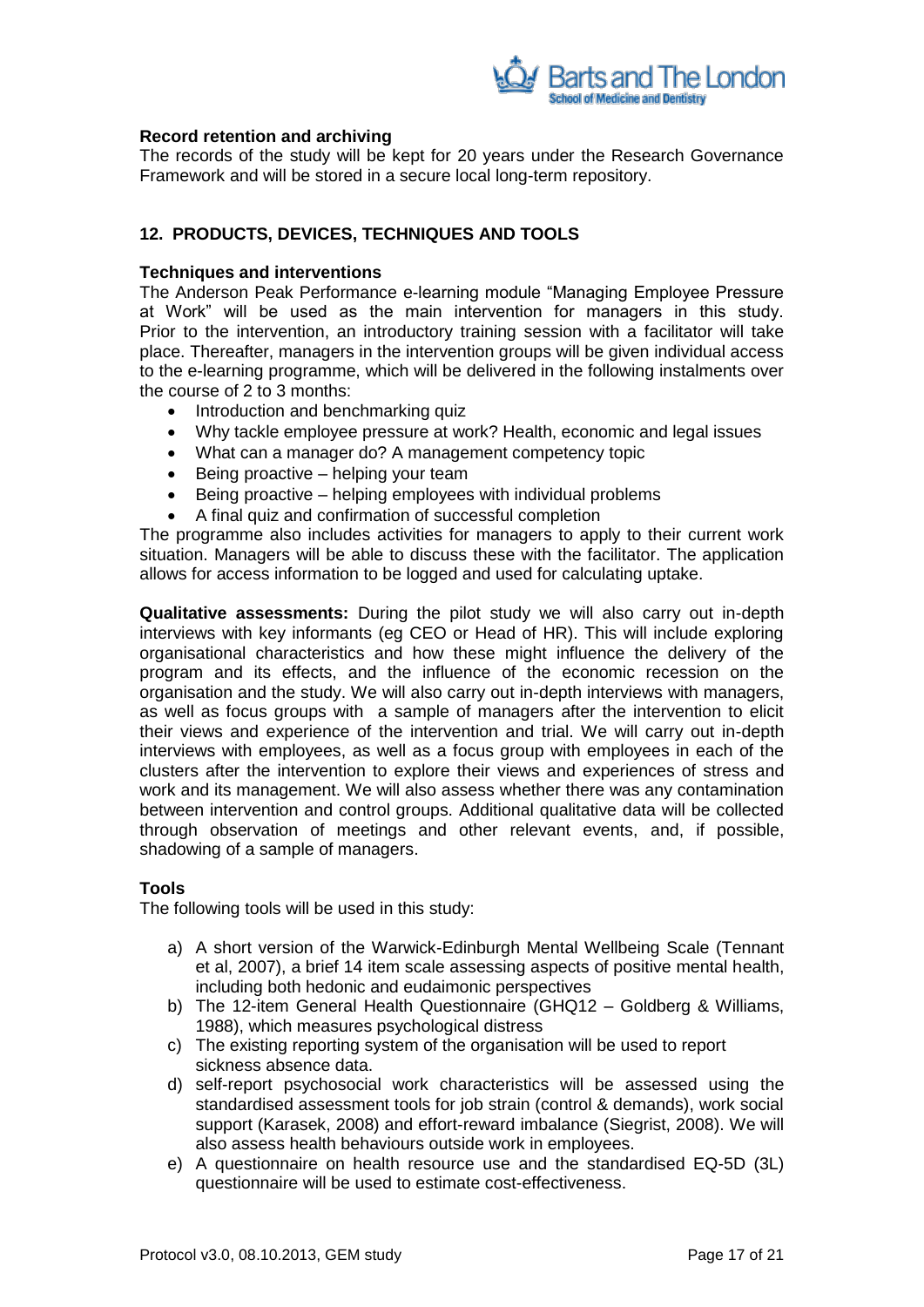**Record retention and archiving**

The records of the study will be kept for 20 years under the Research Governance Framework and will be stored in a secure local long-term repository.

## 12. PRODUCTS, DEVICES, TECHNIQUES AND TOOLS

**Techniques and interventions**

The Anderson Peak Performance e-learning module "Managing Employee Pressure at Work" will be used as the main intervention for managers in this study. Prior to the intervention, an introductory training session with a facilitator will take place. Thereafter, managers in the intervention groups will be given individual access to the e-learning programme, which will be delivered in the following instalments over the course of 2 to 3 months:

- Introduction and benchmarking quiz
- Why tackle employee pressure at work? Health, economic and legal issues
- What can a manager do? A management competency topic
- Being proactive – helping your team
- Being proactive – helping employees with individual problems
- A final quiz and confirmation of successful completion

The programme also includes activities for managers to apply to their current work situation. Managers will be able to discuss these with the facilitator. The application allows for access information to be logged and used for calculating uptake.

**Qualitative assessments:** During the pilot study we will also carry out in-depth interviews with key informants (eg CEO or Head of HR). This will include exploring organisational characteristics and how these might influence the delivery of the program and its effects, and the influence of the economic recession on the organisation and the study. We will also carry out in-depth interviews with managers, as well as focus groups with a sample of managers after the intervention to elicit their views and experience of the intervention and trial. We will carry out in-depth interviews with employees, as well as a focus group with employees in each of the clusters after the intervention to explore their views and experiences of stress and work and its management. We will also assess whether there was any contamination between intervention and control groups. Additional qualitative data will be collected through observation of meetings and other relevant events, and, if possible, shadowing of a sample of managers.

**Tools**

The following tools will be used in this study:

a) A short version of the Warwick-Edinburgh Mental Wellbeing Scale (Tennant et al, 2007), a brief 14 item scale assessing aspects of positive mental health, including both hedonic and eudaimonic perspectives
b) The 12-item General Health Questionnaire (GHQ12 – Goldberg & Williams, 1988), which measures psychological distress
c) The existing reporting system of the organisation will be used to report sickness absence data.
d) self-report psychosocial work characteristics will be assessed using the standardised assessment tools for job strain (control & demands), work social support (Karasek, 2008) and effort-reward imbalance (Siegrist, 2008). We will also assess health behaviours outside work in employees.
e) A questionnaire on health resource use and the standardised EQ-5D (3L) questionnaire will be used to estimate cost-effectiveness.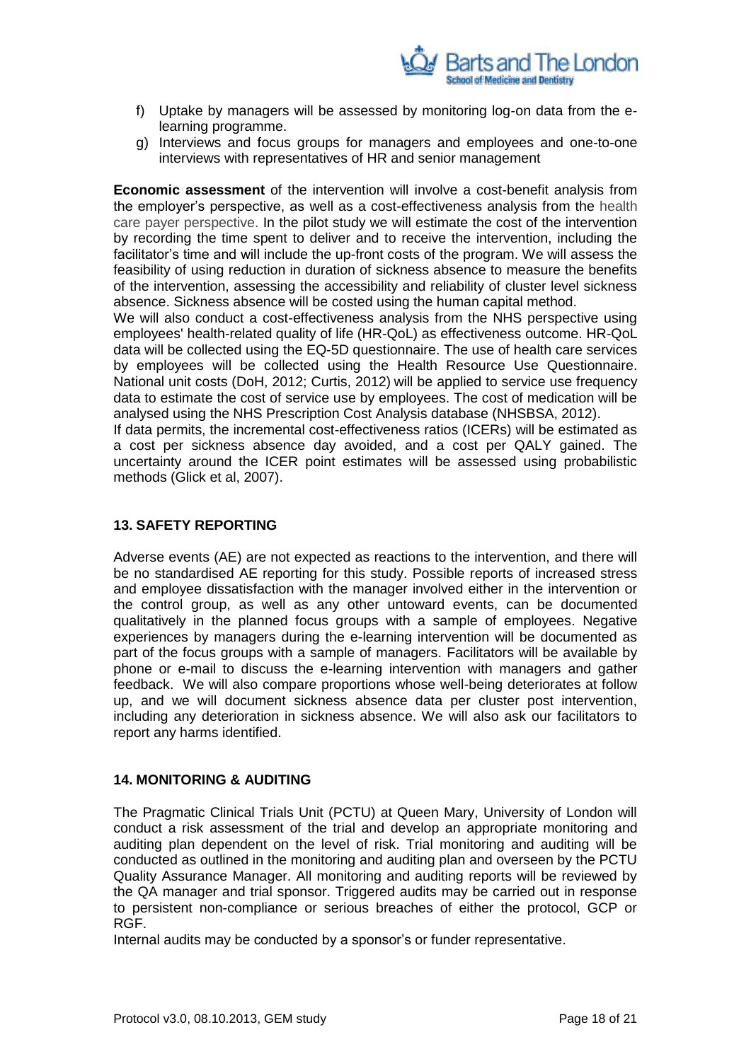f) Uptake by managers will be assessed by monitoring log-on data from the e-learning programme.
g) Interviews and focus groups for managers and employees and one-to-one interviews with representatives of HR and senior management

**Economic assessment** of the intervention will involve a cost-benefit analysis from the employer's perspective, as well as a cost-effectiveness analysis from the health care payer perspective. In the pilot study we will estimate the cost of the intervention by recording the time spent to deliver and to receive the intervention, including the facilitator's time and will include the up-front costs of the program. We will assess the feasibility of using reduction in duration of sickness absence to measure the benefits of the intervention, assessing the accessibility and reliability of cluster level sickness absence. Sickness absence will be costed using the human capital method.

We will also conduct a cost-effectiveness analysis from the NHS perspective using employees' health-related quality of life (HR-QoL) as effectiveness outcome. HR-QoL data will be collected using the EQ-5D questionnaire. The use of health care services by employees will be collected using the Health Resource Use Questionnaire. National unit costs (DoH, 2012; Curtis, 2012) will be applied to service use frequency data to estimate the cost of service use by employees. The cost of medication will be analysed using the NHS Prescription Cost Analysis database (NHSBSA, 2012).

If data permits, the incremental cost-effectiveness ratios (ICERs) will be estimated as a cost per sickness absence day avoided, and a cost per QALY gained. The uncertainty around the ICER point estimates will be assessed using probabilistic methods (Glick et al, 2007).

## 13. SAFETY REPORTING

Adverse events (AE) are not expected as reactions to the intervention, and there will be no standardised AE reporting for this study. Possible reports of increased stress and employee dissatisfaction with the manager involved either in the intervention or the control group, as well as any other untoward events, can be documented qualitatively in the planned focus groups with a sample of employees. Negative experiences by managers during the e-learning intervention will be documented as part of the focus groups with a sample of managers. Facilitators will be available by phone or e-mail to discuss the e-learning intervention with managers and gather feedback. We will also compare proportions whose well-being deteriorates at follow up, and we will document sickness absence data per cluster post intervention, including any deterioration in sickness absence. We will also ask our facilitators to report any harms identified.

## 14. MONITORING & AUDITING

The Pragmatic Clinical Trials Unit (PCTU) at Queen Mary, University of London will conduct a risk assessment of the trial and develop an appropriate monitoring and auditing plan dependent on the level of risk. Trial monitoring and auditing will be conducted as outlined in the monitoring and auditing plan and overseen by the PCTU Quality Assurance Manager. All monitoring and auditing reports will be reviewed by the QA manager and trial sponsor. Triggered audits may be carried out in response to persistent non-compliance or serious breaches of either the protocol, GCP or RGF.

Internal audits may be conducted by a sponsor's or funder representative.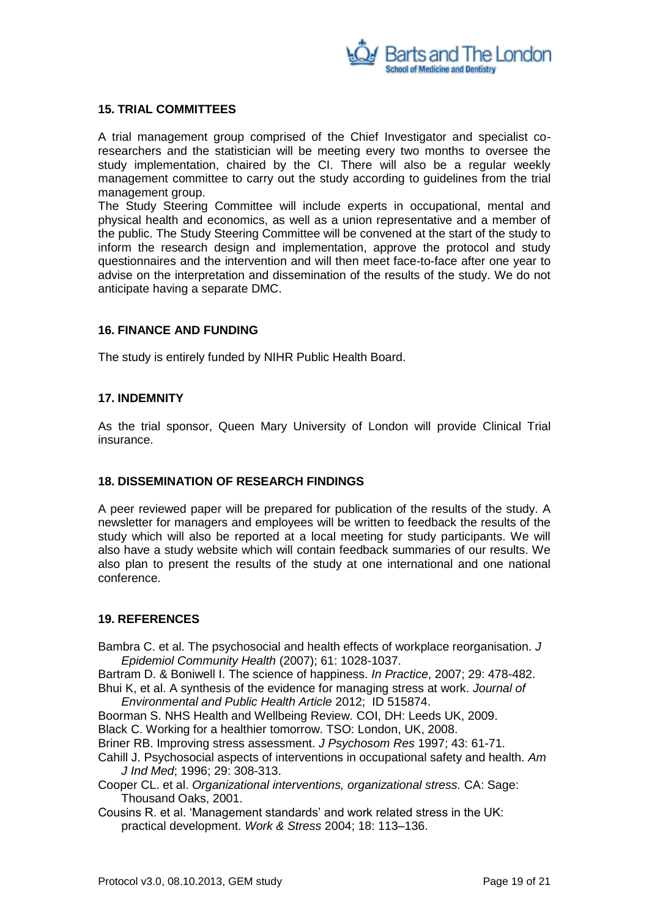## 15. TRIAL COMMITTEES

A trial management group comprised of the Chief Investigator and specialist co-researchers and the statistician will be meeting every two months to oversee the study implementation, chaired by the CI. There will also be a regular weekly management committee to carry out the study according to guidelines from the trial management group.

The Study Steering Committee will include experts in occupational, mental and physical health and economics, as well as a union representative and a member of the public. The Study Steering Committee will be convened at the start of the study to inform the research design and implementation, approve the protocol and study questionnaires and the intervention and will then meet face-to-face after one year to advise on the interpretation and dissemination of the results of the study. We do not anticipate having a separate DMC.

## 16. FINANCE AND FUNDING

The study is entirely funded by NIHR Public Health Board.

## 17. INDEMNITY

As the trial sponsor, Queen Mary University of London will provide Clinical Trial insurance.

## 18. DISSEMINATION OF RESEARCH FINDINGS

A peer reviewed paper will be prepared for publication of the results of the study. A newsletter for managers and employees will be written to feedback the results of the study which will also be reported at a local meeting for study participants. We will also have a study website which will contain feedback summaries of our results. We also plan to present the results of the study at one international and one national conference.

## 19. REFERENCES

Bambra C. et al. The psychosocial and health effects of workplace reorganisation. *J Epidemiol Community Health* (2007); 61: 1028-1037.

Bartram D. & Boniwell I. The science of happiness. *In Practice*, 2007; 29: 478-482.

Bhui K, et al. A synthesis of the evidence for managing stress at work. *Journal of Environmental and Public Health Article* 2012; ID 515874.

Boorman S. NHS Health and Wellbeing Review. COI, DH: Leeds UK, 2009.

Black C. Working for a healthier tomorrow. TSO: London, UK, 2008.

Briner RB. Improving stress assessment. *J Psychosom Res* 1997; 43: 61-71.

Cahill J. Psychosocial aspects of interventions in occupational safety and health. *Am J Ind Med*; 1996; 29: 308-313.

Cooper CL. et al. *Organizational interventions, organizational stress.* CA: Sage: Thousand Oaks, 2001.

Cousins R. et al. 'Management standards' and work related stress in the UK: practical development. *Work & Stress* 2004; 18: 113–136.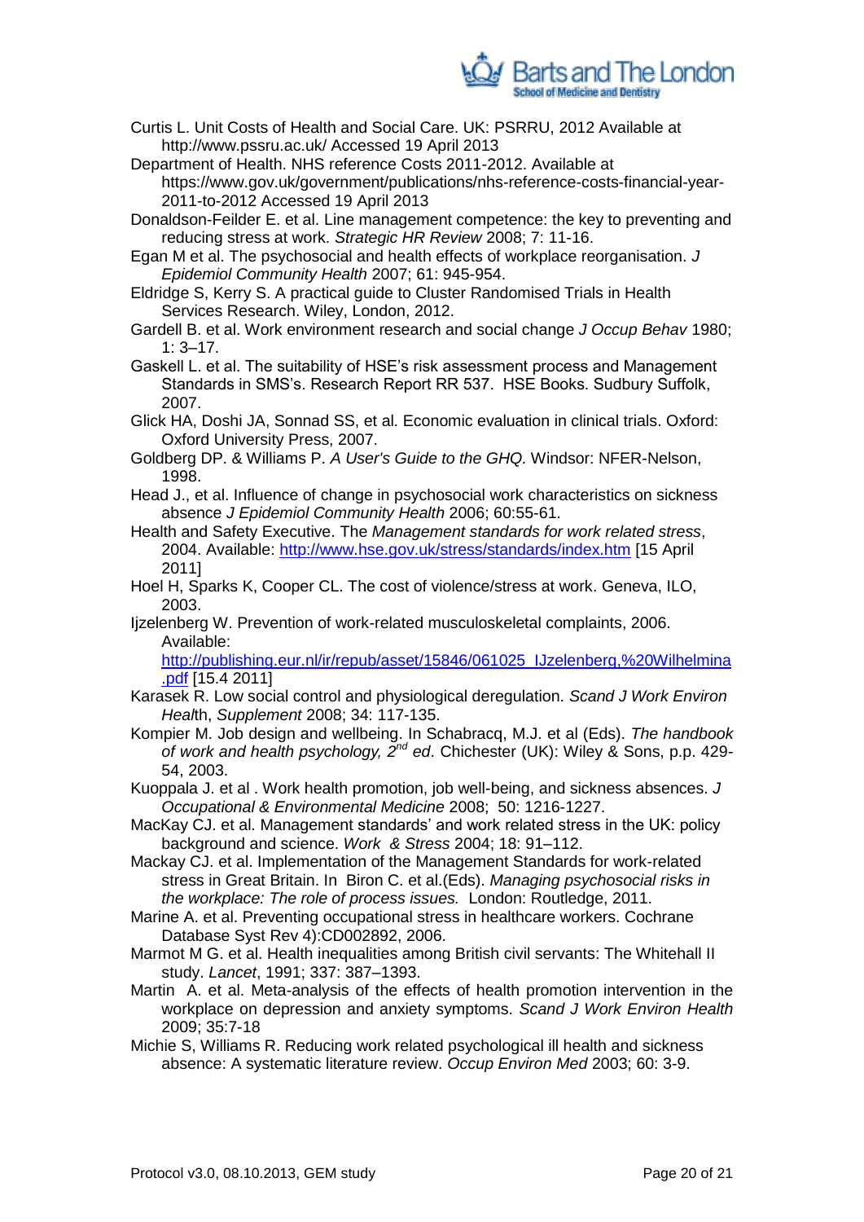Curtis L. Unit Costs of Health and Social Care. UK: PSRRU, 2012 Available at http://www.pssru.ac.uk/ Accessed 19 April 2013

Department of Health. NHS reference Costs 2011-2012. Available at https://www.gov.uk/government/publications/nhs-reference-costs-financial-year-2011-to-2012 Accessed 19 April 2013

Donaldson-Feilder E. et al. Line management competence: the key to preventing and reducing stress at work. *Strategic HR Review* 2008; 7: 11-16.

Egan M et al. The psychosocial and health effects of workplace reorganisation. *J Epidemiol Community Health* 2007; 61: 945-954.

Eldridge S, Kerry S. A practical guide to Cluster Randomised Trials in Health Services Research. Wiley, London, 2012.

Gardell B. et al. Work environment research and social change *J Occup Behav* 1980; 1: 3–17.

Gaskell L. et al. The suitability of HSE's risk assessment process and Management Standards in SMS's. Research Report RR 537. HSE Books. Sudbury Suffolk, 2007.

Glick HA, Doshi JA, Sonnad SS, et al. Economic evaluation in clinical trials. Oxford: Oxford University Press, 2007.

Goldberg DP. & Williams P. *A User's Guide to the GHQ.* Windsor: NFER-Nelson, 1998.

Head J., et al. Influence of change in psychosocial work characteristics on sickness absence *J Epidemiol Community Health* 2006; 60:55-61.

Health and Safety Executive. The *Management standards for work related stress*, 2004. Available: http://www.hse.gov.uk/stress/standards/index.htm [15 April 2011]

Hoel H, Sparks K, Cooper CL. The cost of violence/stress at work. Geneva, ILO, 2003.

Ijzelenberg W. Prevention of work-related musculoskeletal complaints, 2006. Available: http://publishing.eur.nl/ir/repub/asset/15846/061025_IJzelenberg,%20Wilhelmina.pdf [15.4 2011]

Karasek R. Low social control and physiological deregulation. *Scand J Work Environ Heal*th, *Supplement* 2008; 34: 117-135.

Kompier M. Job design and wellbeing. In Schabracq, M.J. et al (Eds). *The handbook of work and health psychology, 2nd ed*. Chichester (UK): Wiley & Sons, p.p. 429-54, 2003.

Kuoppala J. et al . Work health promotion, job well-being, and sickness absences. *J Occupational & Environmental Medicine* 2008; 50: 1216-1227.

MacKay CJ. et al. Management standards' and work related stress in the UK: policy background and science. *Work & Stress* 2004; 18: 91–112.

Mackay CJ. et al. Implementation of the Management Standards for work-related stress in Great Britain. In Biron C. et al.(Eds). *Managing psychosocial risks in the workplace: The role of process issues.* London: Routledge, 2011.

Marine A. et al. Preventing occupational stress in healthcare workers. Cochrane Database Syst Rev 4):CD002892, 2006.

Marmot M G. et al. Health inequalities among British civil servants: The Whitehall II study. *Lancet*, 1991; 337: 387–1393.

Martin A. et al. Meta-analysis of the effects of health promotion intervention in the workplace on depression and anxiety symptoms. *Scand J Work Environ Health* 2009; 35:7-18

Michie S, Williams R. Reducing work related psychological ill health and sickness absence: A systematic literature review. *Occup Environ Med* 2003; 60: 3-9.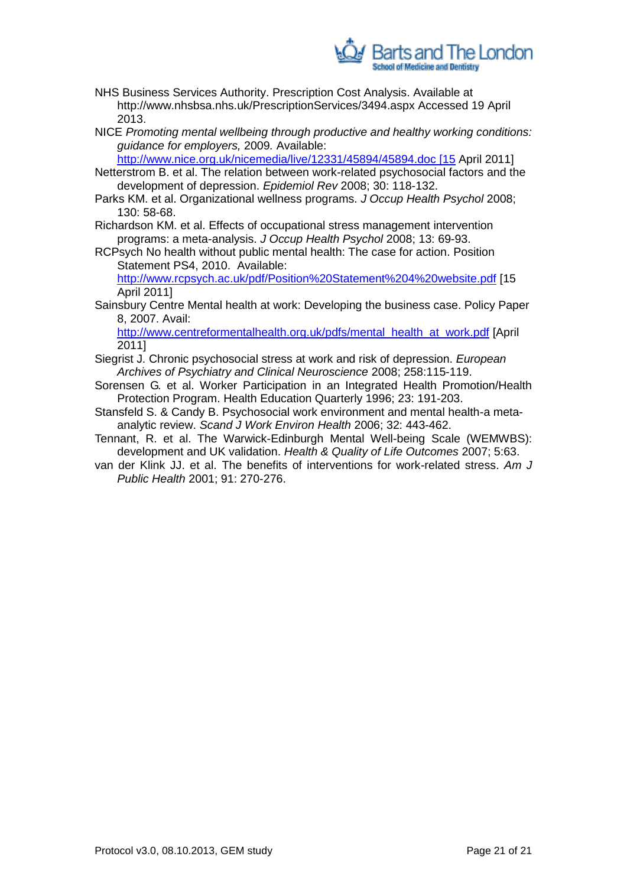NHS Business Services Authority. Prescription Cost Analysis. Available at http://www.nhsbsa.nhs.uk/PrescriptionServices/3494.aspx Accessed 19 April 2013.

NICE *Promoting mental wellbeing through productive and healthy working conditions: guidance for employers,* 2009. Available: http://www.nice.org.uk/nicemedia/live/12331/45894/45894.doc [15 April 2011]

Netterstrom B. et al. The relation between work-related psychosocial factors and the development of depression. *Epidemiol Rev* 2008; 30: 118-132.

Parks KM. et al. Organizational wellness programs. *J Occup Health Psychol* 2008; 130: 58-68.

Richardson KM. et al. Effects of occupational stress management intervention programs: a meta-analysis. *J Occup Health Psychol* 2008; 13: 69-93.

RCPsych No health without public mental health: The case for action. Position Statement PS4, 2010. Available: http://www.rcpsych.ac.uk/pdf/Position%20Statement%204%20website.pdf [15 April 2011]

Sainsbury Centre Mental health at work: Developing the business case. Policy Paper 8, 2007. Avail: http://www.centreformentalhealth.org.uk/pdfs/mental_health_at_work.pdf [April 2011]

Siegrist J. Chronic psychosocial stress at work and risk of depression. *European Archives of Psychiatry and Clinical Neuroscience* 2008; 258:115-119.

Sorensen G. et al. Worker Participation in an Integrated Health Promotion/Health Protection Program. Health Education Quarterly 1996; 23: 191-203.

Stansfeld S. & Candy B. Psychosocial work environment and mental health-a meta-analytic review. *Scand J Work Environ Health* 2006; 32: 443-462.

Tennant, R. et al. The Warwick-Edinburgh Mental Well-being Scale (WEMWBS): development and UK validation. *Health & Quality of Life Outcomes* 2007; 5:63.

van der Klink JJ. et al. The benefits of interventions for work-related stress. *Am J Public Health* 2001; 91: 270-276.